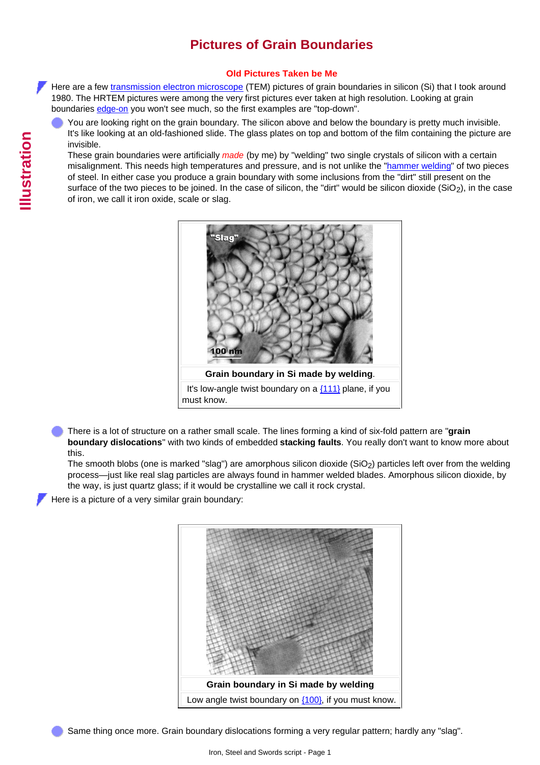# Pictures of Grain Boundaries

## Old Pictures Taken be Me

Here are a few transmission electron microscope (TEM) pictures of grain boundaries in silicon (Si) that I took around 1980. The HRTEM pictures were among the very first pictures ever taken at high resolution. Looking at grain boundaries edge-on you won't see much, so the first examples are "top-down".

- You are looking right on the grain boundary. The silicon above and below the boundary is pretty much invisible. It's like looking at an old-fashioned slide. The glass plates on top and bottom of the film containing the picture are invisible.
  These grain boundaries were artificially *made* (by me) by "welding" two single crystals of silicon with a certain misalignment. This needs high temperatures and pressure, and is not unlike the "hammer welding" of two pieces of steel. In either case you produce a grain boundary with some inclusions from the "dirt" still present on the surface of the two pieces to be joined. In the case of silicon, the "dirt" would be silicon dioxide ($SiO_2$), in the case of iron, we call it iron oxide, scale or slag.

**Grain boundary in Si made by welding**.

It's low-angle twist boundary on a {111} plane, if you must know.

- There is a lot of structure on a rather small scale. The lines forming a kind of six-fold pattern are "**grain boundary dislocations**" with two kinds of embedded **stacking faults**. You really don't want to know more about this.
  The smooth blobs (one is marked "slag") are amorphous silicon dioxide ($SiO_2$) particles left over from the welding process—just like real slag particles are always found in hammer welded blades. Amorphous silicon dioxide, by the way, is just quartz glass; if it would be crystalline we call it rock crystal.

Here is a picture of a very similar grain boundary:

**Grain boundary in Si made by welding**

Low angle twist boundary on {100}, if you must know.

- Same thing once more. Grain boundary dislocations forming a very regular pattern; hardly any "slag".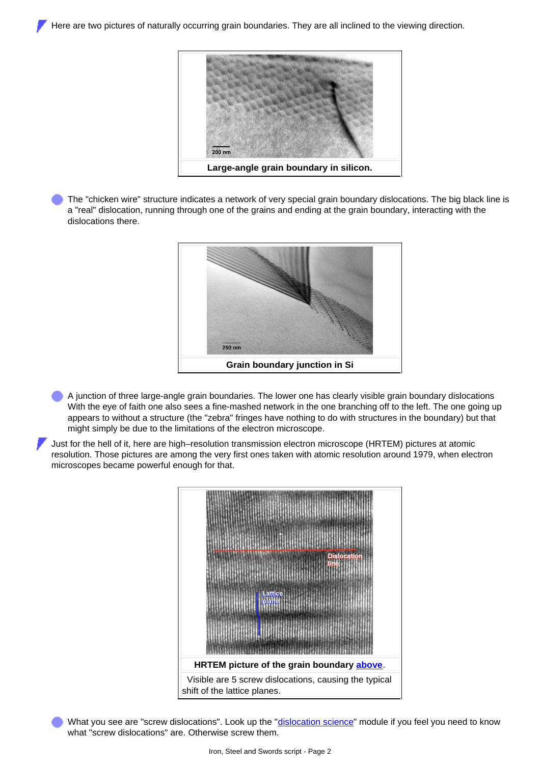Here are two pictures of naturally occurring grain boundaries. They are all inclined to the viewing direction.

**Large-angle grain boundary in silicon.**

- The "chicken wire" structure indicates a network of very special grain boundary dislocations. The big black line is a "real" dislocation, running through one of the grains and ending at the grain boundary, interacting with the dislocations there.

**Grain boundary junction in Si**

- A junction of three large-angle grain boundaries. The lower one has clearly visible grain boundary dislocations With the eye of faith one also sees a fine-mashed network in the one branching off to the left. The one going up appears to without a structure (the "zebra" fringes have nothing to do with structures in the boundary) but that might simply be due to the limitations of the electron microscope.

Just for the hell of it, here are high–resolution transmission electron microscope (HRTEM) pictures at atomic resolution. Those pictures are among the very first ones taken with atomic resolution around 1979, when electron microscopes became powerful enough for that.

**HRTEM picture of the grain boundary** [above](#).

Visible are 5 screw dislocations, causing the typical shift of the lattice planes.

- What you see are "screw dislocations". Look up the "[dislocation science](#)" module if you feel you need to know what "screw dislocations" are. Otherwise screw them.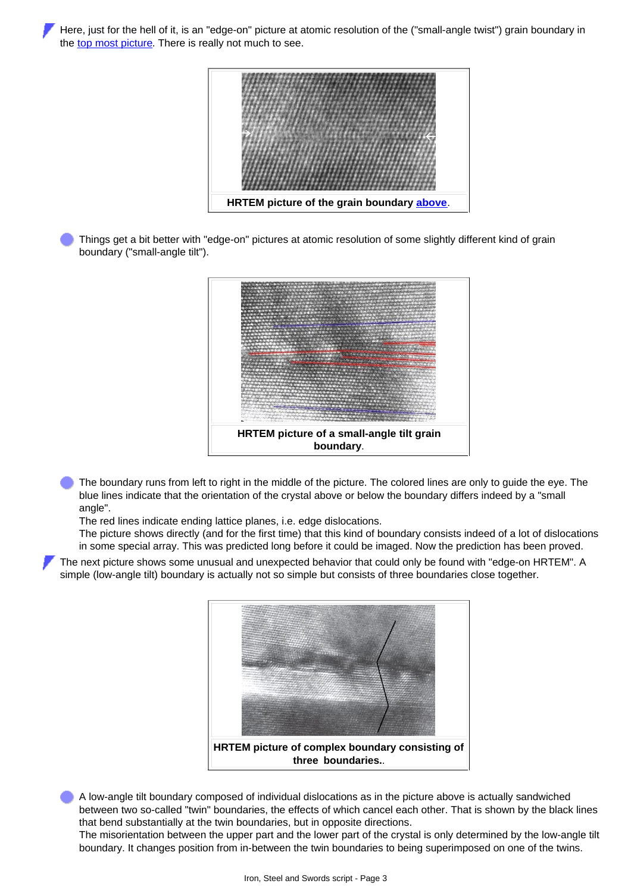Here, just for the hell of it, is an "edge-on" picture at atomic resolution of the ("small-angle twist") grain boundary in the top most picture. There is really not much to see.

**HRTEM picture of the grain boundary above.**

- Things get a bit better with "edge-on" pictures at atomic resolution of some slightly different kind of grain boundary ("small-angle tilt").

**HRTEM picture of a small-angle tilt grain boundary.**

- The boundary runs from left to right in the middle of the picture. The colored lines are only to guide the eye. The blue lines indicate that the orientation of the crystal above or below the boundary differs indeed by a "small angle".
  The red lines indicate ending lattice planes, i.e. edge dislocations.
  The picture shows directly (and for the first time) that this kind of boundary consists indeed of a lot of dislocations in some special array. This was predicted long before it could be imaged. Now the prediction has been proved.

The next picture shows some unusual and unexpected behavior that could only be found with "edge-on HRTEM". A simple (low-angle tilt) boundary is actually not so simple but consists of three boundaries close together.

**HRTEM picture of complex boundary consisting of three boundaries.**

- A low-angle tilt boundary composed of individual dislocations as in the picture above is actually sandwiched between two so-called "twin" boundaries, the effects of which cancel each other. That is shown by the black lines that bend substantially at the twin boundaries, but in opposite directions.
  The misorientation between the upper part and the lower part of the crystal is only determined by the low-angle tilt boundary. It changes position from in-between the twin boundaries to being superimposed on one of the twins.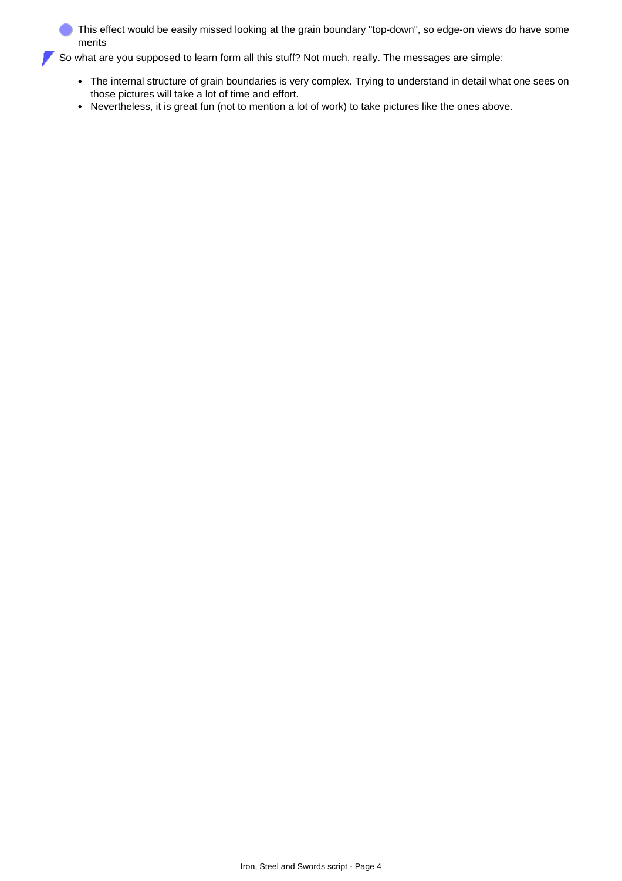- This effect would be easily missed looking at the grain boundary "top-down", so edge-on views do have some merits

So what are you supposed to learn form all this stuff? Not much, really. The messages are simple:

- The internal structure of grain boundaries is very complex. Trying to understand in detail what one sees on those pictures will take a lot of time and effort.
- Nevertheless, it is great fun (not to mention a lot of work) to take pictures like the ones above.